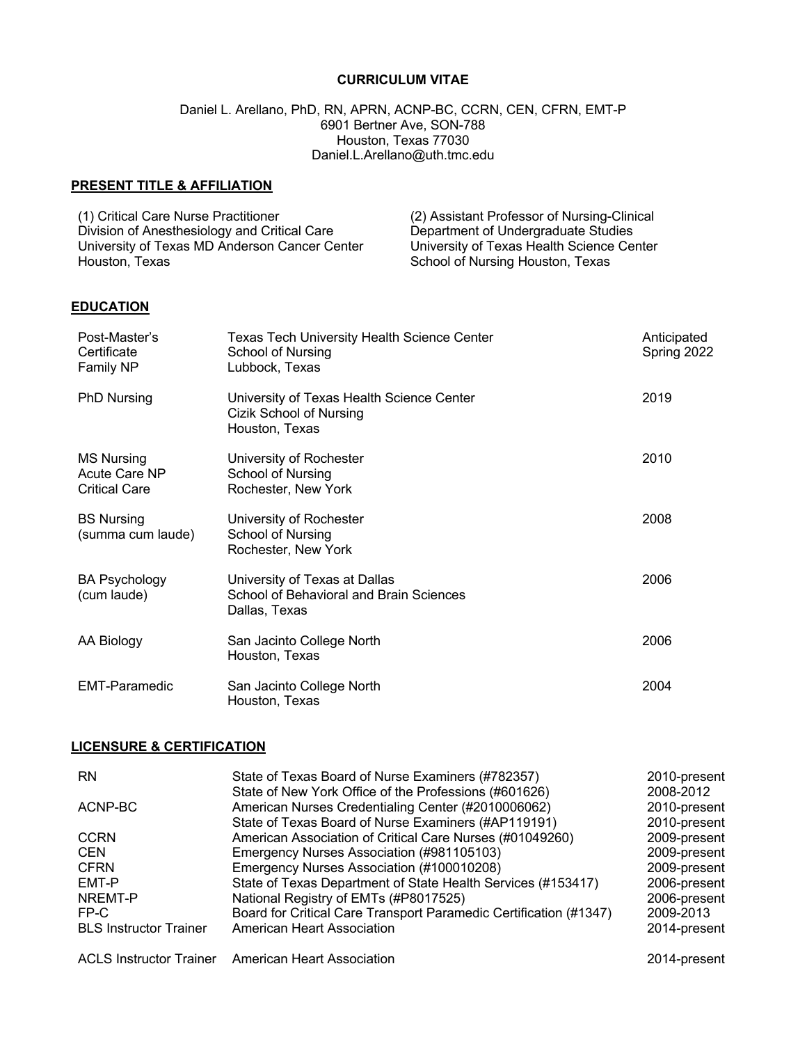# CURRICULUM VITAE

Daniel L. Arellano, PhD, RN, APRN, ACNP-BC, CCRN, CEN, CFRN, EMT-P
6901 Bertner Ave, SON-788
Houston, Texas 77030
Daniel.L.Arellano@uth.tmc.edu

## PRESENT TITLE & AFFILIATION

(1) Critical Care Nurse Practitioner
Division of Anesthesiology and Critical Care
University of Texas MD Anderson Cancer Center
Houston, Texas

(2) Assistant Professor of Nursing-Clinical
Department of Undergraduate Studies
University of Texas Health Science Center
School of Nursing Houston, Texas

## EDUCATION

| | | |
|---|---|---|
| Post-Master's Certificate Family NP | Texas Tech University Health Science Center, School of Nursing, Lubbock, Texas | Anticipated Spring 2022 |
| PhD Nursing | University of Texas Health Science Center, Cizik School of Nursing, Houston, Texas | 2019 |
| MS Nursing Acute Care NP Critical Care | University of Rochester, School of Nursing, Rochester, New York | 2010 |
| BS Nursing (summa cum laude) | University of Rochester, School of Nursing, Rochester, New York | 2008 |
| BA Psychology (cum laude) | University of Texas at Dallas, School of Behavioral and Brain Sciences, Dallas, Texas | 2006 |
| AA Biology | San Jacinto College North, Houston, Texas | 2006 |
| EMT-Paramedic | San Jacinto College North, Houston, Texas | 2004 |

## LICENSURE & CERTIFICATION

| | | |
|---|---|---|
| RN | State of Texas Board of Nurse Examiners (#782357) | 2010-present |
| | State of New York Office of the Professions (#601626) | 2008-2012 |
| ACNP-BC | American Nurses Credentialing Center (#2010006062) | 2010-present |
| | State of Texas Board of Nurse Examiners (#AP119191) | 2010-present |
| CCRN | American Association of Critical Care Nurses (#01049260) | 2009-present |
| CEN | Emergency Nurses Association (#981105103) | 2009-present |
| CFRN | Emergency Nurses Association (#100010208) | 2009-present |
| EMT-P | State of Texas Department of State Health Services (#153417) | 2006-present |
| NREMT-P | National Registry of EMTs (#P8017525) | 2006-present |
| FP-C | Board for Critical Care Transport Paramedic Certification (#1347) | 2009-2013 |
| BLS Instructor Trainer | American Heart Association | 2014-present |
| ACLS Instructor Trainer | American Heart Association | 2014-present |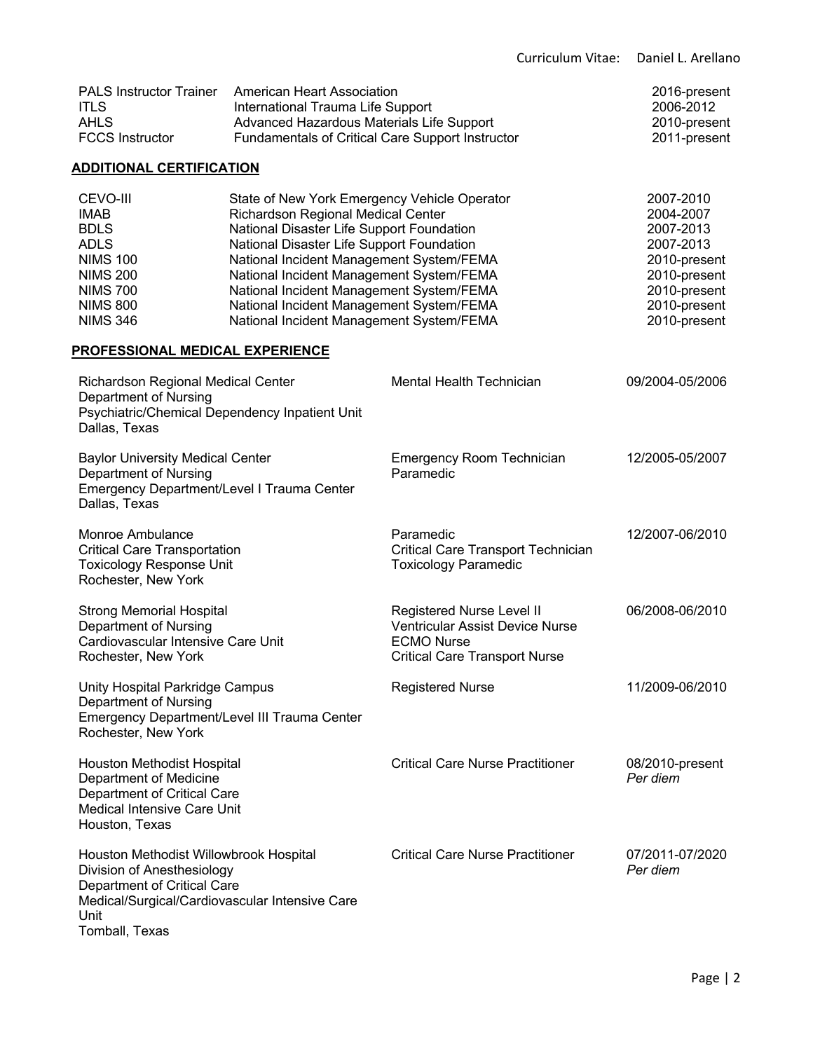| | | |
|---|---|---|
| PALS Instructor Trainer | American Heart Association | 2016-present |
| ITLS | International Trauma Life Support | 2006-2012 |
| AHLS | Advanced Hazardous Materials Life Support | 2010-present |
| FCCS Instructor | Fundamentals of Critical Care Support Instructor | 2011-present |

## ADDITIONAL CERTIFICATION

| | | |
|---|---|---|
| CEVO-III | State of New York Emergency Vehicle Operator | 2007-2010 |
| IMAB | Richardson Regional Medical Center | 2004-2007 |
| BDLS | National Disaster Life Support Foundation | 2007-2013 |
| ADLS | National Disaster Life Support Foundation | 2007-2013 |
| NIMS 100 | National Incident Management System/FEMA | 2010-present |
| NIMS 200 | National Incident Management System/FEMA | 2010-present |
| NIMS 700 | National Incident Management System/FEMA | 2010-present |
| NIMS 800 | National Incident Management System/FEMA | 2010-present |
| NIMS 346 | National Incident Management System/FEMA | 2010-present |

## PROFESSIONAL MEDICAL EXPERIENCE

| | | |
|---|---|---|
| Richardson Regional Medical Center<br>Department of Nursing<br>Psychiatric/Chemical Dependency Inpatient Unit<br>Dallas, Texas | Mental Health Technician | 09/2004-05/2006 |
| Baylor University Medical Center<br>Department of Nursing<br>Emergency Department/Level I Trauma Center<br>Dallas, Texas | Emergency Room Technician<br>Paramedic | 12/2005-05/2007 |
| Monroe Ambulance<br>Critical Care Transportation<br>Toxicology Response Unit<br>Rochester, New York | Paramedic<br>Critical Care Transport Technician<br>Toxicology Paramedic | 12/2007-06/2010 |
| Strong Memorial Hospital<br>Department of Nursing<br>Cardiovascular Intensive Care Unit<br>Rochester, New York | Registered Nurse Level II<br>Ventricular Assist Device Nurse<br>ECMO Nurse<br>Critical Care Transport Nurse | 06/2008-06/2010 |
| Unity Hospital Parkridge Campus<br>Department of Nursing<br>Emergency Department/Level III Trauma Center<br>Rochester, New York | Registered Nurse | 11/2009-06/2010 |
| Houston Methodist Hospital<br>Department of Medicine<br>Department of Critical Care<br>Medical Intensive Care Unit<br>Houston, Texas | Critical Care Nurse Practitioner | 08/2010-present<br>*Per diem* |
| Houston Methodist Willowbrook Hospital<br>Division of Anesthesiology<br>Department of Critical Care<br>Medical/Surgical/Cardiovascular Intensive Care Unit<br>Tomball, Texas | Critical Care Nurse Practitioner | 07/2011-07/2020<br>*Per diem* |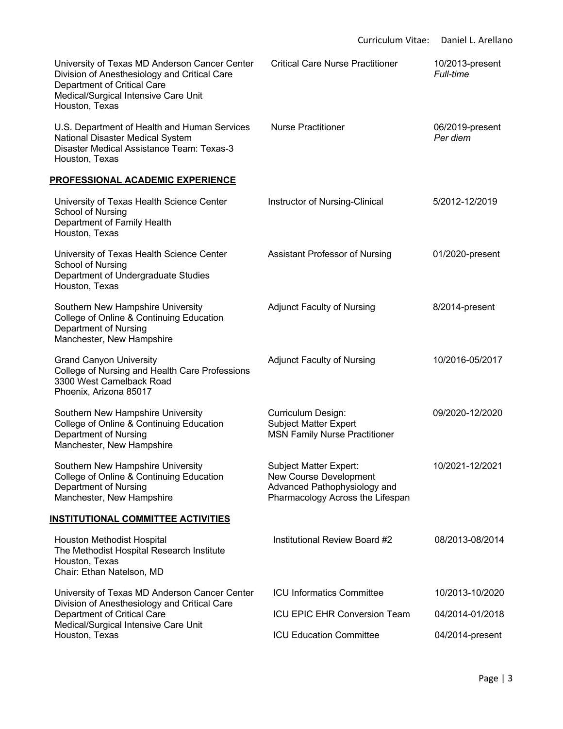| | | |
|---|---|---|
| University of Texas MD Anderson Cancer Center<br>Division of Anesthesiology and Critical Care<br>Department of Critical Care<br>Medical/Surgical Intensive Care Unit<br>Houston, Texas | Critical Care Nurse Practitioner | 10/2013-present<br>*Full-time* |
| U.S. Department of Health and Human Services<br>National Disaster Medical System<br>Disaster Medical Assistance Team: Texas-3<br>Houston, Texas | Nurse Practitioner | 06/2019-present<br>*Per diem* |

## PROFESSIONAL ACADEMIC EXPERIENCE

| | | |
|---|---|---|
| University of Texas Health Science Center<br>School of Nursing<br>Department of Family Health<br>Houston, Texas | Instructor of Nursing-Clinical | 5/2012-12/2019 |
| University of Texas Health Science Center<br>School of Nursing<br>Department of Undergraduate Studies<br>Houston, Texas | Assistant Professor of Nursing | 01/2020-present |
| Southern New Hampshire University<br>College of Online & Continuing Education<br>Department of Nursing<br>Manchester, New Hampshire | Adjunct Faculty of Nursing | 8/2014-present |
| Grand Canyon University<br>College of Nursing and Health Care Professions<br>3300 West Camelback Road<br>Phoenix, Arizona 85017 | Adjunct Faculty of Nursing | 10/2016-05/2017 |
| Southern New Hampshire University<br>College of Online & Continuing Education<br>Department of Nursing<br>Manchester, New Hampshire | Curriculum Design:<br>Subject Matter Expert<br>MSN Family Nurse Practitioner | 09/2020-12/2020 |
| Southern New Hampshire University<br>College of Online & Continuing Education<br>Department of Nursing<br>Manchester, New Hampshire | Subject Matter Expert:<br>New Course Development<br>Advanced Pathophysiology and<br>Pharmacology Across the Lifespan | 10/2021-12/2021 |

## INSTITUTIONAL COMMITTEE ACTIVITIES

| | | |
|---|---|---|
| Houston Methodist Hospital<br>The Methodist Hospital Research Institute<br>Houston, Texas<br>Chair: Ethan Natelson, MD | Institutional Review Board #2 | 08/2013-08/2014 |
| University of Texas MD Anderson Cancer Center<br>Division of Anesthesiology and Critical Care<br>Department of Critical Care<br>Medical/Surgical Intensive Care Unit<br>Houston, Texas | ICU Informatics Committee<br>ICU EPIC EHR Conversion Team<br>ICU Education Committee | 10/2013-10/2020<br>04/2014-01/2018<br>04/2014-present |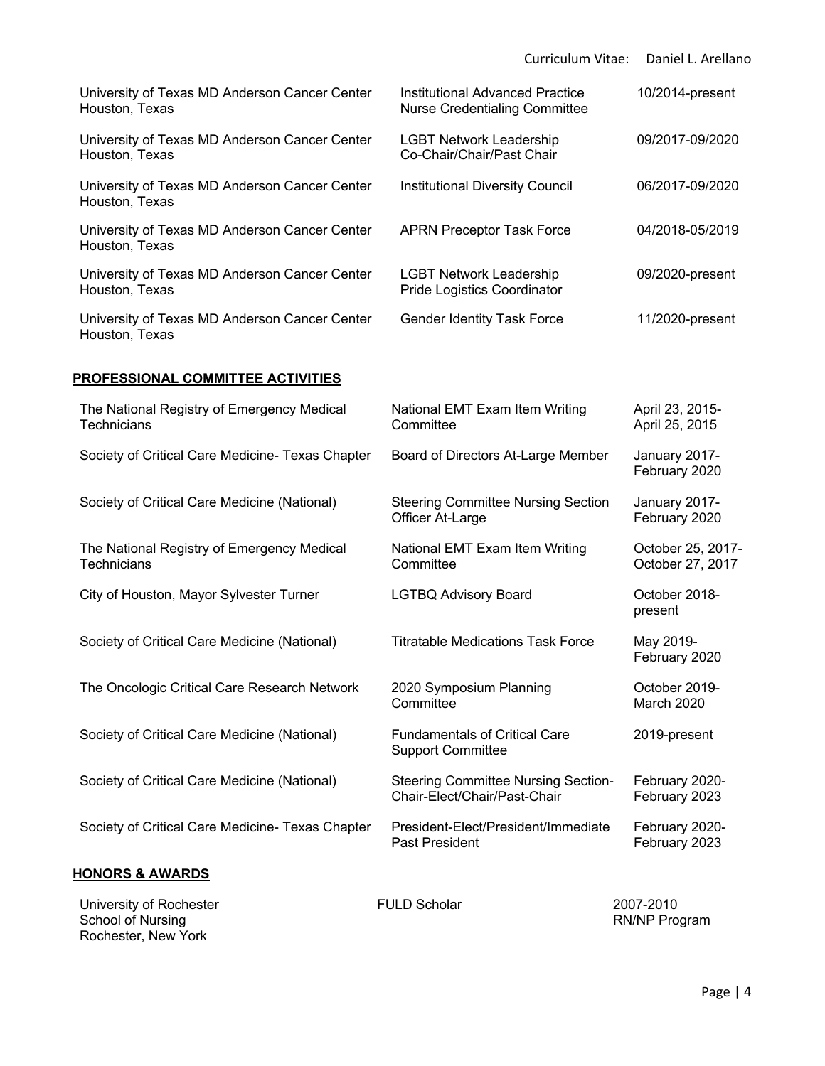| | | |
|---|---|---|
| University of Texas MD Anderson Cancer Center Houston, Texas | Institutional Advanced Practice Nurse Credentialing Committee | 10/2014-present |
| University of Texas MD Anderson Cancer Center Houston, Texas | LGBT Network Leadership Co-Chair/Chair/Past Chair | 09/2017-09/2020 |
| University of Texas MD Anderson Cancer Center Houston, Texas | Institutional Diversity Council | 06/2017-09/2020 |
| University of Texas MD Anderson Cancer Center Houston, Texas | APRN Preceptor Task Force | 04/2018-05/2019 |
| University of Texas MD Anderson Cancer Center Houston, Texas | LGBT Network Leadership Pride Logistics Coordinator | 09/2020-present |
| University of Texas MD Anderson Cancer Center Houston, Texas | Gender Identity Task Force | 11/2020-present |

## PROFESSIONAL COMMITTEE ACTIVITIES

| | | |
|---|---|---|
| The National Registry of Emergency Medical Technicians | National EMT Exam Item Writing Committee | April 23, 2015-April 25, 2015 |
| Society of Critical Care Medicine- Texas Chapter | Board of Directors At-Large Member | January 2017-February 2020 |
| Society of Critical Care Medicine (National) | Steering Committee Nursing Section Officer At-Large | January 2017-February 2020 |
| The National Registry of Emergency Medical Technicians | National EMT Exam Item Writing Committee | October 25, 2017-October 27, 2017 |
| City of Houston, Mayor Sylvester Turner | LGTBQ Advisory Board | October 2018-present |
| Society of Critical Care Medicine (National) | Titratable Medications Task Force | May 2019-February 2020 |
| The Oncologic Critical Care Research Network | 2020 Symposium Planning Committee | October 2019-March 2020 |
| Society of Critical Care Medicine (National) | Fundamentals of Critical Care Support Committee | 2019-present |
| Society of Critical Care Medicine (National) | Steering Committee Nursing Section-Chair-Elect/Chair/Past-Chair | February 2020-February 2023 |
| Society of Critical Care Medicine- Texas Chapter | President-Elect/President/Immediate Past President | February 2020-February 2023 |

## HONORS & AWARDS

| | | |
|---|---|---|
| University of Rochester School of Nursing Rochester, New York | FULD Scholar | 2007-2010 RN/NP Program |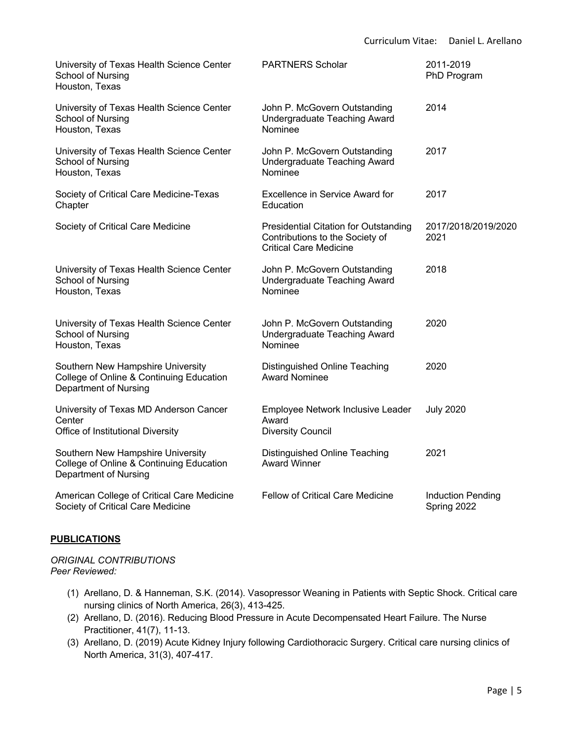| | | |
|---|---|---|
| University of Texas Health Science Center<br>School of Nursing<br>Houston, Texas | PARTNERS Scholar | 2011-2019<br>PhD Program |
| University of Texas Health Science Center<br>School of Nursing<br>Houston, Texas | John P. McGovern Outstanding Undergraduate Teaching Award Nominee | 2014 |
| University of Texas Health Science Center<br>School of Nursing<br>Houston, Texas | John P. McGovern Outstanding Undergraduate Teaching Award Nominee | 2017 |
| Society of Critical Care Medicine-Texas Chapter | Excellence in Service Award for Education | 2017 |
| Society of Critical Care Medicine | Presidential Citation for Outstanding Contributions to the Society of Critical Care Medicine | 2017/2018/2019/2020<br>2021 |
| University of Texas Health Science Center<br>School of Nursing<br>Houston, Texas | John P. McGovern Outstanding Undergraduate Teaching Award Nominee | 2018 |
| University of Texas Health Science Center<br>School of Nursing<br>Houston, Texas | John P. McGovern Outstanding Undergraduate Teaching Award Nominee | 2020 |
| Southern New Hampshire University<br>College of Online & Continuing Education<br>Department of Nursing | Distinguished Online Teaching Award Nominee | 2020 |
| University of Texas MD Anderson Cancer Center<br>Office of Institutional Diversity | Employee Network Inclusive Leader Award<br>Diversity Council | July 2020 |
| Southern New Hampshire University<br>College of Online & Continuing Education<br>Department of Nursing | Distinguished Online Teaching Award Winner | 2021 |
| American College of Critical Care Medicine<br>Society of Critical Care Medicine | Fellow of Critical Care Medicine | Induction Pending<br>Spring 2022 |

## PUBLICATIONS

*ORIGINAL CONTRIBUTIONS*
*Peer Reviewed:*

(1) Arellano, D. & Hanneman, S.K. (2014). Vasopressor Weaning in Patients with Septic Shock. Critical care nursing clinics of North America, 26(3), 413-425.
(2) Arellano, D. (2016). Reducing Blood Pressure in Acute Decompensated Heart Failure. The Nurse Practitioner, 41(7), 11-13.
(3) Arellano, D. (2019) Acute Kidney Injury following Cardiothoracic Surgery. Critical care nursing clinics of North America, 31(3), 407-417.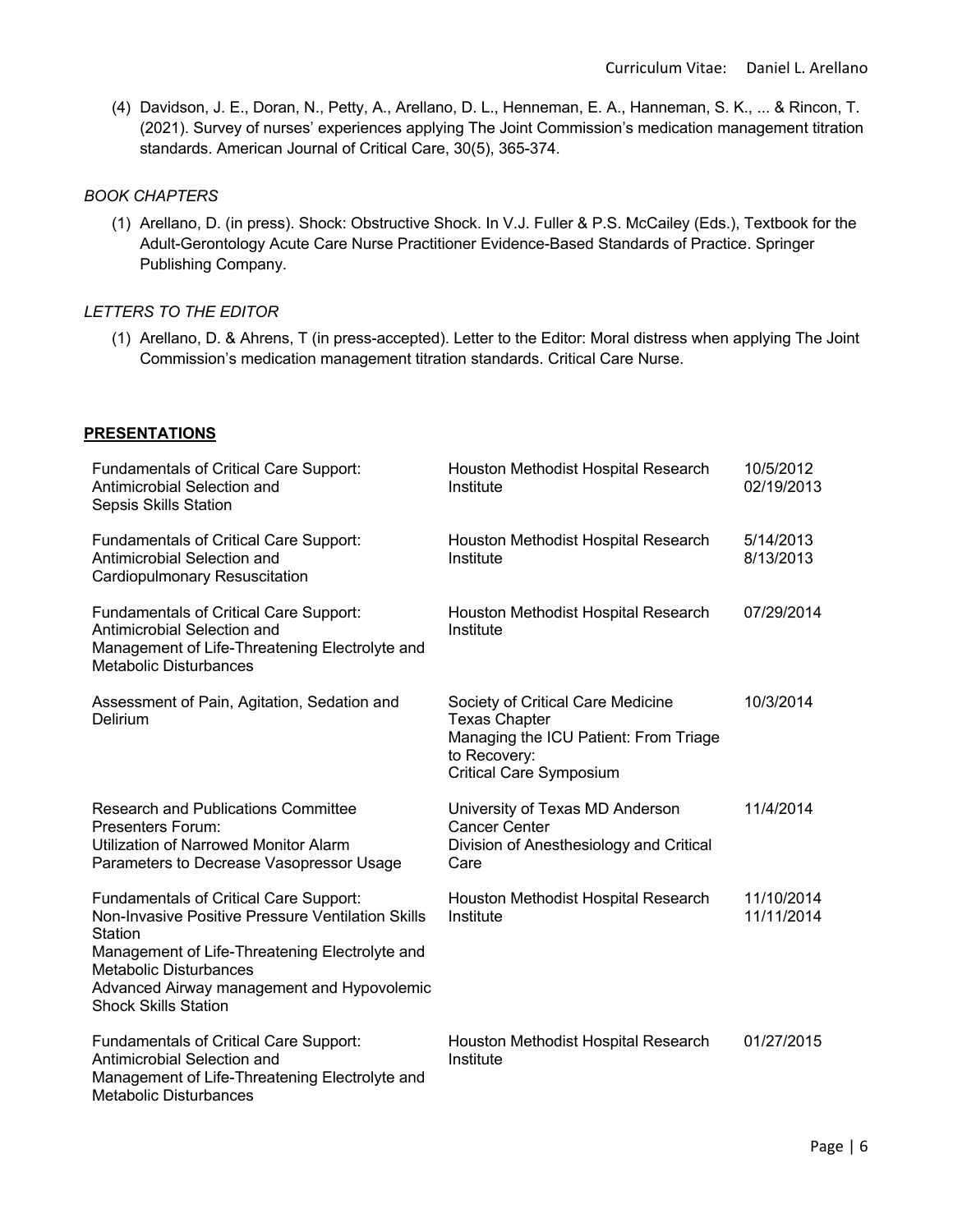(4) Davidson, J. E., Doran, N., Petty, A., Arellano, D. L., Henneman, E. A., Hanneman, S. K., ... & Rincon, T. (2021). Survey of nurses' experiences applying The Joint Commission's medication management titration standards. American Journal of Critical Care, 30(5), 365-374.

*BOOK CHAPTERS*

(1) Arellano, D. (in press). Shock: Obstructive Shock. In V.J. Fuller & P.S. McCailey (Eds.), Textbook for the Adult-Gerontology Acute Care Nurse Practitioner Evidence-Based Standards of Practice. Springer Publishing Company.

*LETTERS TO THE EDITOR*

(1) Arellano, D. & Ahrens, T (in press-accepted). Letter to the Editor: Moral distress when applying The Joint Commission's medication management titration standards. Critical Care Nurse.

## **PRESENTATIONS**

| | | |
|---|---|---|
| Fundamentals of Critical Care Support: Antimicrobial Selection and Sepsis Skills Station | Houston Methodist Hospital Research Institute | 10/5/2012<br>02/19/2013 |
| Fundamentals of Critical Care Support: Antimicrobial Selection and Cardiopulmonary Resuscitation | Houston Methodist Hospital Research Institute | 5/14/2013<br>8/13/2013 |
| Fundamentals of Critical Care Support: Antimicrobial Selection and Management of Life-Threatening Electrolyte and Metabolic Disturbances | Houston Methodist Hospital Research Institute | 07/29/2014 |
| Assessment of Pain, Agitation, Sedation and Delirium | Society of Critical Care Medicine Texas Chapter<br>Managing the ICU Patient: From Triage to Recovery:<br>Critical Care Symposium | 10/3/2014 |
| Research and Publications Committee Presenters Forum:<br>Utilization of Narrowed Monitor Alarm Parameters to Decrease Vasopressor Usage | University of Texas MD Anderson Cancer Center<br>Division of Anesthesiology and Critical Care | 11/4/2014 |
| Fundamentals of Critical Care Support:<br>Non-Invasive Positive Pressure Ventilation Skills Station<br>Management of Life-Threatening Electrolyte and Metabolic Disturbances<br>Advanced Airway management and Hypovolemic Shock Skills Station | Houston Methodist Hospital Research Institute | 11/10/2014<br>11/11/2014 |
| Fundamentals of Critical Care Support: Antimicrobial Selection and Management of Life-Threatening Electrolyte and Metabolic Disturbances | Houston Methodist Hospital Research Institute | 01/27/2015 |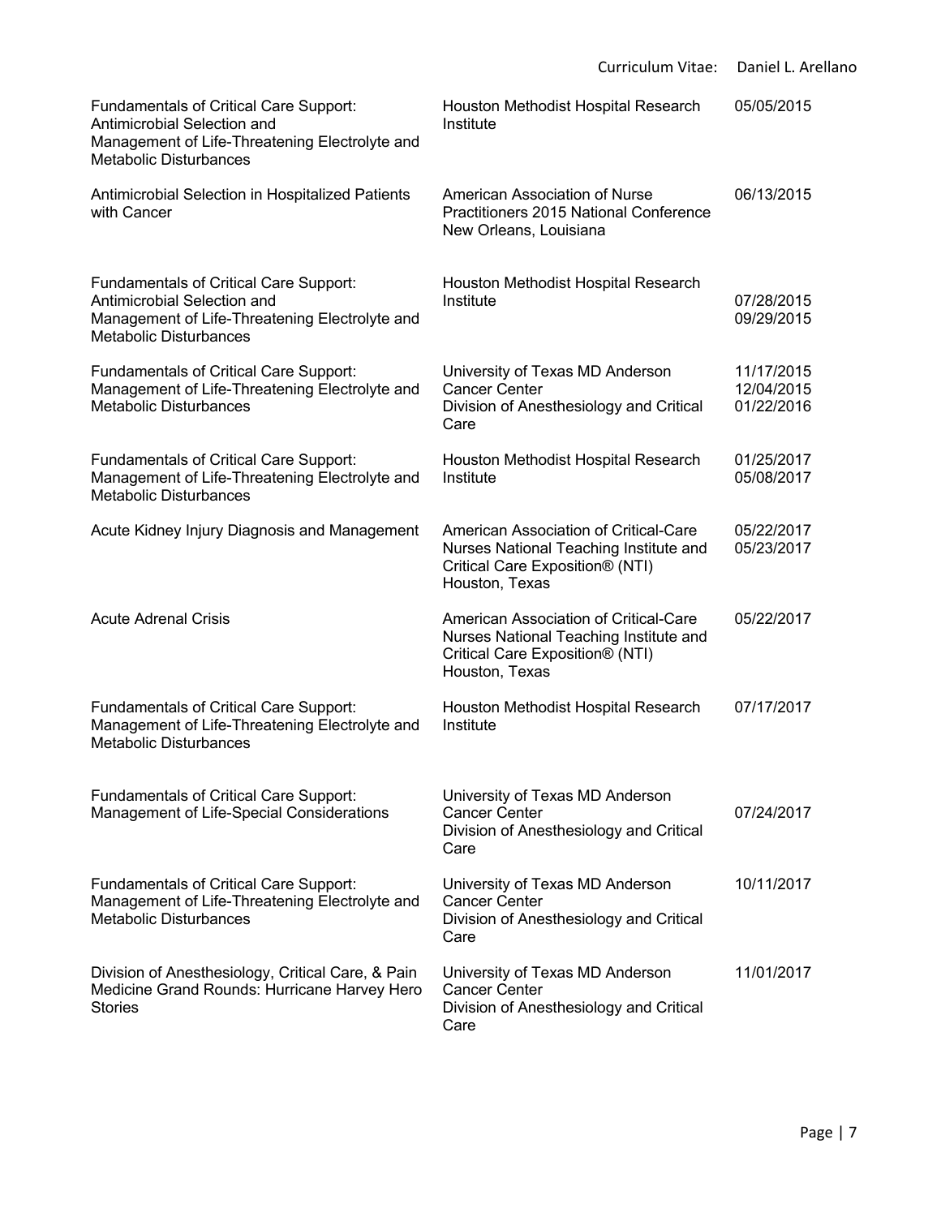| | | |
|---|---|---|
| Fundamentals of Critical Care Support: Antimicrobial Selection and Management of Life-Threatening Electrolyte and Metabolic Disturbances | Houston Methodist Hospital Research Institute | 05/05/2015 |
| Antimicrobial Selection in Hospitalized Patients with Cancer | American Association of Nurse Practitioners 2015 National Conference New Orleans, Louisiana | 06/13/2015 |
| Fundamentals of Critical Care Support: Antimicrobial Selection and Management of Life-Threatening Electrolyte and Metabolic Disturbances | Houston Methodist Hospital Research Institute | 07/28/2015<br>09/29/2015 |
| Fundamentals of Critical Care Support: Management of Life-Threatening Electrolyte and Metabolic Disturbances | University of Texas MD Anderson Cancer Center<br>Division of Anesthesiology and Critical Care | 11/17/2015<br>12/04/2015<br>01/22/2016 |
| Fundamentals of Critical Care Support: Management of Life-Threatening Electrolyte and Metabolic Disturbances | Houston Methodist Hospital Research Institute | 01/25/2017<br>05/08/2017 |
| Acute Kidney Injury Diagnosis and Management | American Association of Critical-Care Nurses National Teaching Institute and Critical Care Exposition® (NTI)<br>Houston, Texas | 05/22/2017<br>05/23/2017 |
| Acute Adrenal Crisis | American Association of Critical-Care Nurses National Teaching Institute and Critical Care Exposition® (NTI)<br>Houston, Texas | 05/22/2017 |
| Fundamentals of Critical Care Support: Management of Life-Threatening Electrolyte and Metabolic Disturbances | Houston Methodist Hospital Research Institute | 07/17/2017 |
| Fundamentals of Critical Care Support: Management of Life-Special Considerations | University of Texas MD Anderson Cancer Center<br>Division of Anesthesiology and Critical Care | 07/24/2017 |
| Fundamentals of Critical Care Support: Management of Life-Threatening Electrolyte and Metabolic Disturbances | University of Texas MD Anderson Cancer Center<br>Division of Anesthesiology and Critical Care | 10/11/2017 |
| Division of Anesthesiology, Critical Care, & Pain Medicine Grand Rounds: Hurricane Harvey Hero Stories | University of Texas MD Anderson Cancer Center<br>Division of Anesthesiology and Critical Care | 11/01/2017 |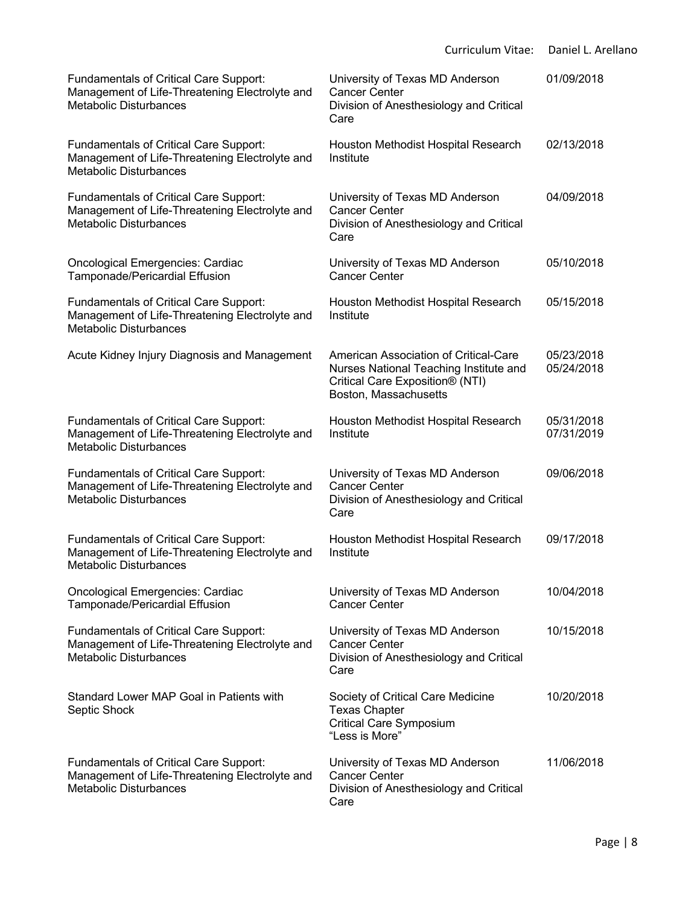| | | |
|---|---|---|
| Fundamentals of Critical Care Support: Management of Life-Threatening Electrolyte and Metabolic Disturbances | University of Texas MD Anderson Cancer Center<br>Division of Anesthesiology and Critical Care | 01/09/2018 |
| Fundamentals of Critical Care Support: Management of Life-Threatening Electrolyte and Metabolic Disturbances | Houston Methodist Hospital Research Institute | 02/13/2018 |
| Fundamentals of Critical Care Support: Management of Life-Threatening Electrolyte and Metabolic Disturbances | University of Texas MD Anderson Cancer Center<br>Division of Anesthesiology and Critical Care | 04/09/2018 |
| Oncological Emergencies: Cardiac Tamponade/Pericardial Effusion | University of Texas MD Anderson Cancer Center | 05/10/2018 |
| Fundamentals of Critical Care Support: Management of Life-Threatening Electrolyte and Metabolic Disturbances | Houston Methodist Hospital Research Institute | 05/15/2018 |
| Acute Kidney Injury Diagnosis and Management | American Association of Critical-Care Nurses National Teaching Institute and Critical Care Exposition® (NTI)<br>Boston, Massachusetts | 05/23/2018<br>05/24/2018 |
| Fundamentals of Critical Care Support: Management of Life-Threatening Electrolyte and Metabolic Disturbances | Houston Methodist Hospital Research Institute | 05/31/2018<br>07/31/2019 |
| Fundamentals of Critical Care Support: Management of Life-Threatening Electrolyte and Metabolic Disturbances | University of Texas MD Anderson Cancer Center<br>Division of Anesthesiology and Critical Care | 09/06/2018 |
| Fundamentals of Critical Care Support: Management of Life-Threatening Electrolyte and Metabolic Disturbances | Houston Methodist Hospital Research Institute | 09/17/2018 |
| Oncological Emergencies: Cardiac Tamponade/Pericardial Effusion | University of Texas MD Anderson Cancer Center | 10/04/2018 |
| Fundamentals of Critical Care Support: Management of Life-Threatening Electrolyte and Metabolic Disturbances | University of Texas MD Anderson Cancer Center<br>Division of Anesthesiology and Critical Care | 10/15/2018 |
| Standard Lower MAP Goal in Patients with Septic Shock | Society of Critical Care Medicine<br>Texas Chapter<br>Critical Care Symposium<br>"Less is More" | 10/20/2018 |
| Fundamentals of Critical Care Support: Management of Life-Threatening Electrolyte and Metabolic Disturbances | University of Texas MD Anderson Cancer Center<br>Division of Anesthesiology and Critical Care | 11/06/2018 |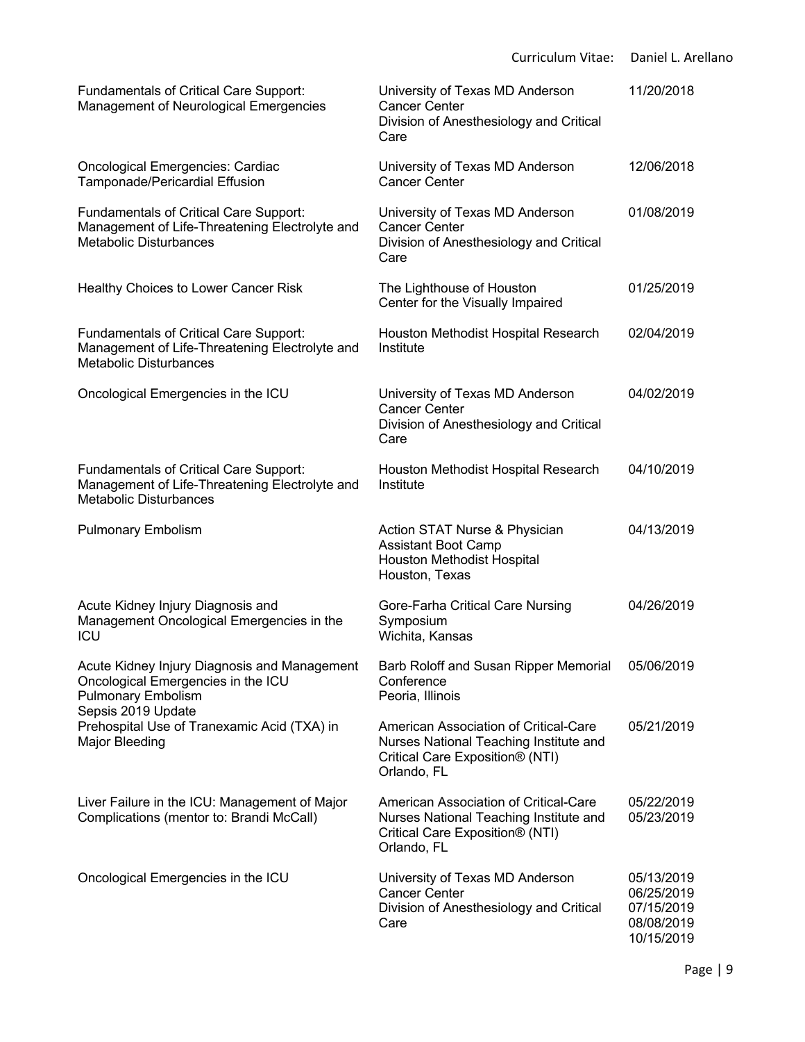| Title | Venue | Date |
|---|---|---|
| Fundamentals of Critical Care Support: Management of Neurological Emergencies | University of Texas MD Anderson Cancer Center<br>Division of Anesthesiology and Critical Care | 11/20/2018 |
| Oncological Emergencies: Cardiac Tamponade/Pericardial Effusion | University of Texas MD Anderson Cancer Center | 12/06/2018 |
| Fundamentals of Critical Care Support: Management of Life-Threatening Electrolyte and Metabolic Disturbances | University of Texas MD Anderson Cancer Center<br>Division of Anesthesiology and Critical Care | 01/08/2019 |
| Healthy Choices to Lower Cancer Risk | The Lighthouse of Houston<br>Center for the Visually Impaired | 01/25/2019 |
| Fundamentals of Critical Care Support: Management of Life-Threatening Electrolyte and Metabolic Disturbances | Houston Methodist Hospital Research Institute | 02/04/2019 |
| Oncological Emergencies in the ICU | University of Texas MD Anderson Cancer Center<br>Division of Anesthesiology and Critical Care | 04/02/2019 |
| Fundamentals of Critical Care Support: Management of Life-Threatening Electrolyte and Metabolic Disturbances | Houston Methodist Hospital Research Institute | 04/10/2019 |
| Pulmonary Embolism | Action STAT Nurse & Physician Assistant Boot Camp<br>Houston Methodist Hospital<br>Houston, Texas | 04/13/2019 |
| Acute Kidney Injury Diagnosis and Management Oncological Emergencies in the ICU | Gore-Farha Critical Care Nursing Symposium<br>Wichita, Kansas | 04/26/2019 |
| Acute Kidney Injury Diagnosis and Management<br>Oncological Emergencies in the ICU<br>Pulmonary Embolism<br>Sepsis 2019 Update | Barb Roloff and Susan Ripper Memorial Conference<br>Peoria, Illinois | 05/06/2019 |
| Prehospital Use of Tranexamic Acid (TXA) in Major Bleeding | American Association of Critical-Care Nurses National Teaching Institute and Critical Care Exposition® (NTI)<br>Orlando, FL | 05/21/2019 |
| Liver Failure in the ICU: Management of Major Complications (mentor to: Brandi McCall) | American Association of Critical-Care Nurses National Teaching Institute and Critical Care Exposition® (NTI)<br>Orlando, FL | 05/22/2019<br>05/23/2019 |
| Oncological Emergencies in the ICU | University of Texas MD Anderson Cancer Center<br>Division of Anesthesiology and Critical Care | 05/13/2019<br>06/25/2019<br>07/15/2019<br>08/08/2019<br>10/15/2019 |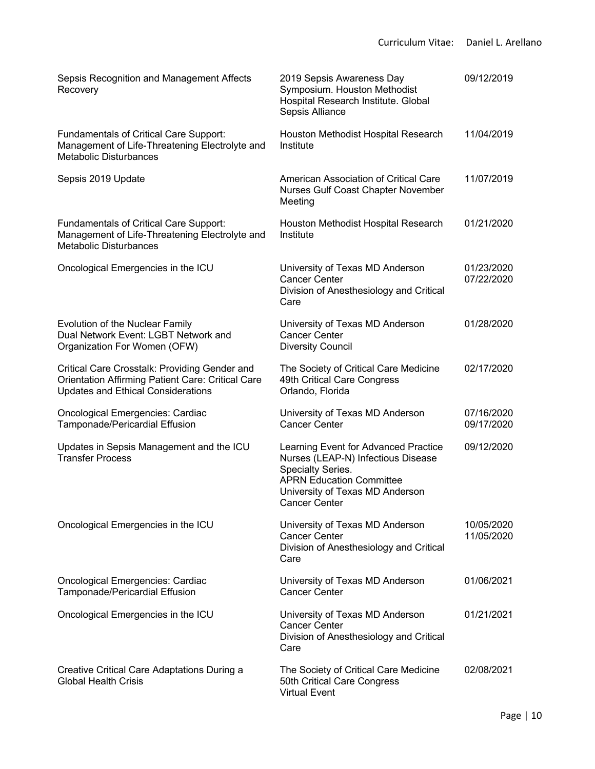| | | |
|---|---|---|
| Sepsis Recognition and Management Affects Recovery | 2019 Sepsis Awareness Day Symposium. Houston Methodist Hospital Research Institute. Global Sepsis Alliance | 09/12/2019 |
| Fundamentals of Critical Care Support: Management of Life-Threatening Electrolyte and Metabolic Disturbances | Houston Methodist Hospital Research Institute | 11/04/2019 |
| Sepsis 2019 Update | American Association of Critical Care Nurses Gulf Coast Chapter November Meeting | 11/07/2019 |
| Fundamentals of Critical Care Support: Management of Life-Threatening Electrolyte and Metabolic Disturbances | Houston Methodist Hospital Research Institute | 01/21/2020 |
| Oncological Emergencies in the ICU | University of Texas MD Anderson Cancer Center<br>Division of Anesthesiology and Critical Care | 01/23/2020<br>07/22/2020 |
| Evolution of the Nuclear Family<br>Dual Network Event: LGBT Network and Organization For Women (OFW) | University of Texas MD Anderson Cancer Center<br>Diversity Council | 01/28/2020 |
| Critical Care Crosstalk: Providing Gender and Orientation Affirming Patient Care: Critical Care Updates and Ethical Considerations | The Society of Critical Care Medicine 49th Critical Care Congress<br>Orlando, Florida | 02/17/2020 |
| Oncological Emergencies: Cardiac Tamponade/Pericardial Effusion | University of Texas MD Anderson Cancer Center | 07/16/2020<br>09/17/2020 |
| Updates in Sepsis Management and the ICU Transfer Process | Learning Event for Advanced Practice Nurses (LEAP-N) Infectious Disease Specialty Series.<br>APRN Education Committee<br>University of Texas MD Anderson Cancer Center | 09/12/2020 |
| Oncological Emergencies in the ICU | University of Texas MD Anderson Cancer Center<br>Division of Anesthesiology and Critical Care | 10/05/2020<br>11/05/2020 |
| Oncological Emergencies: Cardiac Tamponade/Pericardial Effusion | University of Texas MD Anderson Cancer Center | 01/06/2021 |
| Oncological Emergencies in the ICU | University of Texas MD Anderson Cancer Center<br>Division of Anesthesiology and Critical Care | 01/21/2021 |
| Creative Critical Care Adaptations During a Global Health Crisis | The Society of Critical Care Medicine 50th Critical Care Congress<br>Virtual Event | 02/08/2021 |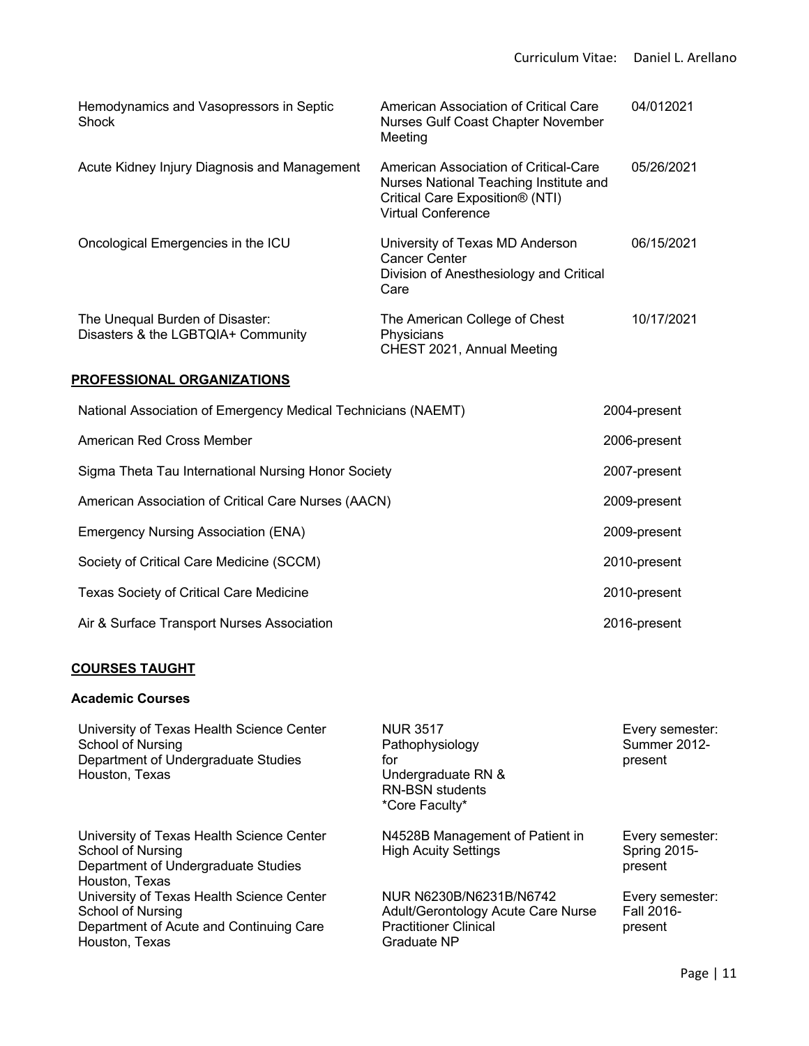| | | |
|---|---|---|
| Hemodynamics and Vasopressors in Septic Shock | American Association of Critical Care Nurses Gulf Coast Chapter November Meeting | 04/012021 |
| Acute Kidney Injury Diagnosis and Management | American Association of Critical-Care Nurses National Teaching Institute and Critical Care Exposition® (NTI) Virtual Conference | 05/26/2021 |
| Oncological Emergencies in the ICU | University of Texas MD Anderson Cancer Center Division of Anesthesiology and Critical Care | 06/15/2021 |
| The Unequal Burden of Disaster: Disasters & the LGBTQIA+ Community | The American College of Chest Physicians CHEST 2021, Annual Meeting | 10/17/2021 |

## PROFESSIONAL ORGANIZATIONS

| | |
|---|---|
| National Association of Emergency Medical Technicians (NAEMT) | 2004-present |
| American Red Cross Member | 2006-present |
| Sigma Theta Tau International Nursing Honor Society | 2007-present |
| American Association of Critical Care Nurses (AACN) | 2009-present |
| Emergency Nursing Association (ENA) | 2009-present |
| Society of Critical Care Medicine (SCCM) | 2010-present |
| Texas Society of Critical Care Medicine | 2010-present |
| Air & Surface Transport Nurses Association | 2016-present |

## COURSES TAUGHT

### Academic Courses

| | | |
|---|---|---|
| University of Texas Health Science Center School of Nursing Department of Undergraduate Studies Houston, Texas | NUR 3517 Pathophysiology for Undergraduate RN & RN-BSN students *Core Faculty* | Every semester: Summer 2012-present |
| University of Texas Health Science Center School of Nursing Department of Undergraduate Studies Houston, Texas | N4528B Management of Patient in High Acuity Settings | Every semester: Spring 2015-present |
| University of Texas Health Science Center School of Nursing Department of Acute and Continuing Care Houston, Texas | NUR N6230B/N6231B/N6742 Adult/Gerontology Acute Care Nurse Practitioner Clinical Graduate NP | Every semester: Fall 2016-present |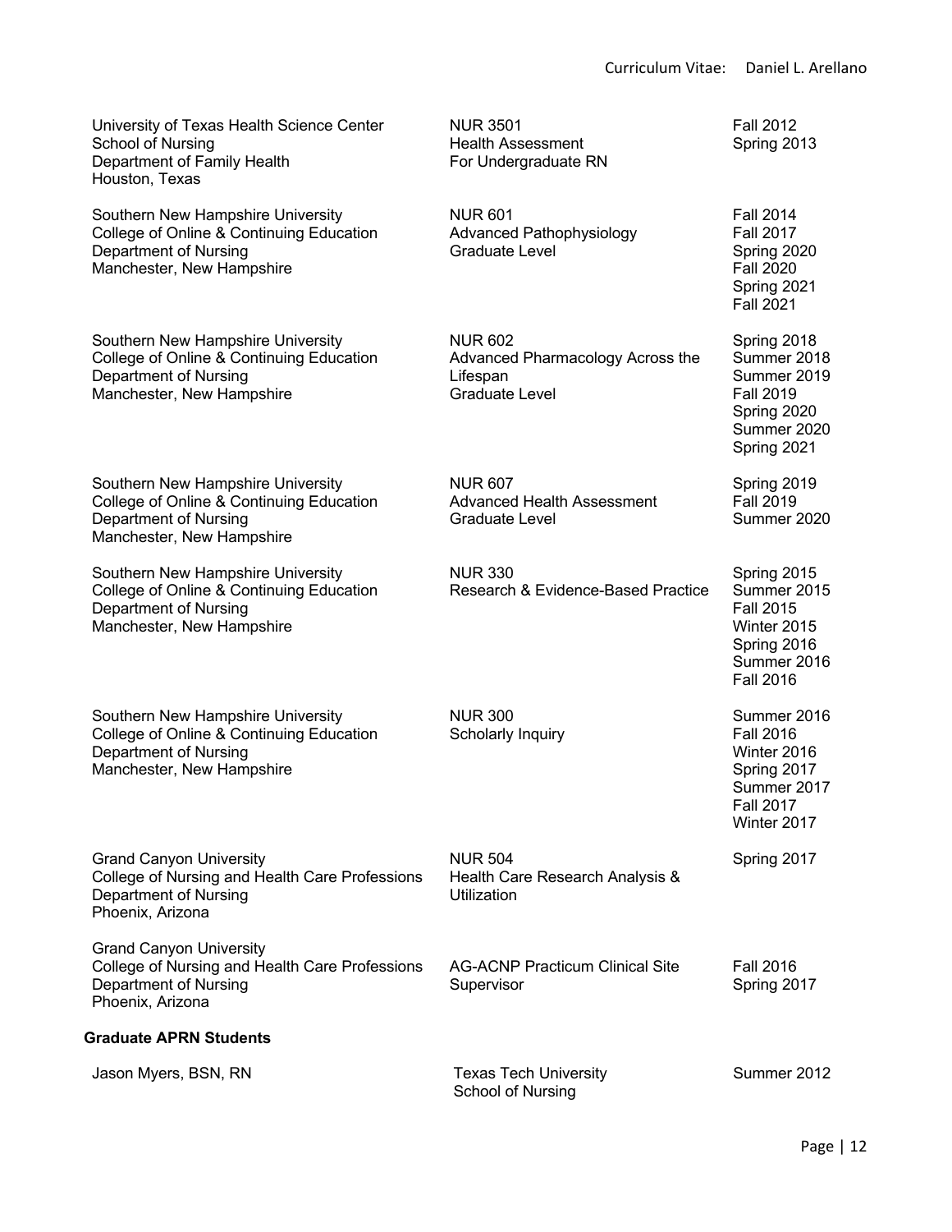| Institution | Course | Term(s) |
|---|---|---|
| University of Texas Health Science Center<br>School of Nursing<br>Department of Family Health<br>Houston, Texas | NUR 3501<br>Health Assessment<br>For Undergraduate RN | Fall 2012<br>Spring 2013 |
| Southern New Hampshire University<br>College of Online & Continuing Education<br>Department of Nursing<br>Manchester, New Hampshire | NUR 601<br>Advanced Pathophysiology<br>Graduate Level | Fall 2014<br>Fall 2017<br>Spring 2020<br>Fall 2020<br>Spring 2021<br>Fall 2021 |
| Southern New Hampshire University<br>College of Online & Continuing Education<br>Department of Nursing<br>Manchester, New Hampshire | NUR 602<br>Advanced Pharmacology Across the Lifespan<br>Graduate Level | Spring 2018<br>Summer 2018<br>Summer 2019<br>Fall 2019<br>Spring 2020<br>Summer 2020<br>Spring 2021 |
| Southern New Hampshire University<br>College of Online & Continuing Education<br>Department of Nursing<br>Manchester, New Hampshire | NUR 607<br>Advanced Health Assessment<br>Graduate Level | Spring 2019<br>Fall 2019<br>Summer 2020 |
| Southern New Hampshire University<br>College of Online & Continuing Education<br>Department of Nursing<br>Manchester, New Hampshire | NUR 330<br>Research & Evidence-Based Practice | Spring 2015<br>Summer 2015<br>Fall 2015<br>Winter 2015<br>Spring 2016<br>Summer 2016<br>Fall 2016 |
| Southern New Hampshire University<br>College of Online & Continuing Education<br>Department of Nursing<br>Manchester, New Hampshire | NUR 300<br>Scholarly Inquiry | Summer 2016<br>Fall 2016<br>Winter 2016<br>Spring 2017<br>Summer 2017<br>Fall 2017<br>Winter 2017 |
| Grand Canyon University<br>College of Nursing and Health Care Professions<br>Department of Nursing<br>Phoenix, Arizona | NUR 504<br>Health Care Research Analysis & Utilization | Spring 2017 |
| Grand Canyon University<br>College of Nursing and Health Care Professions<br>Department of Nursing<br>Phoenix, Arizona | AG-ACNP Practicum Clinical Site Supervisor | Fall 2016<br>Spring 2017 |

**Graduate APRN Students**

| Student | Institution | Term |
|---|---|---|
| Jason Myers, BSN, RN | Texas Tech University<br>School of Nursing | Summer 2012 |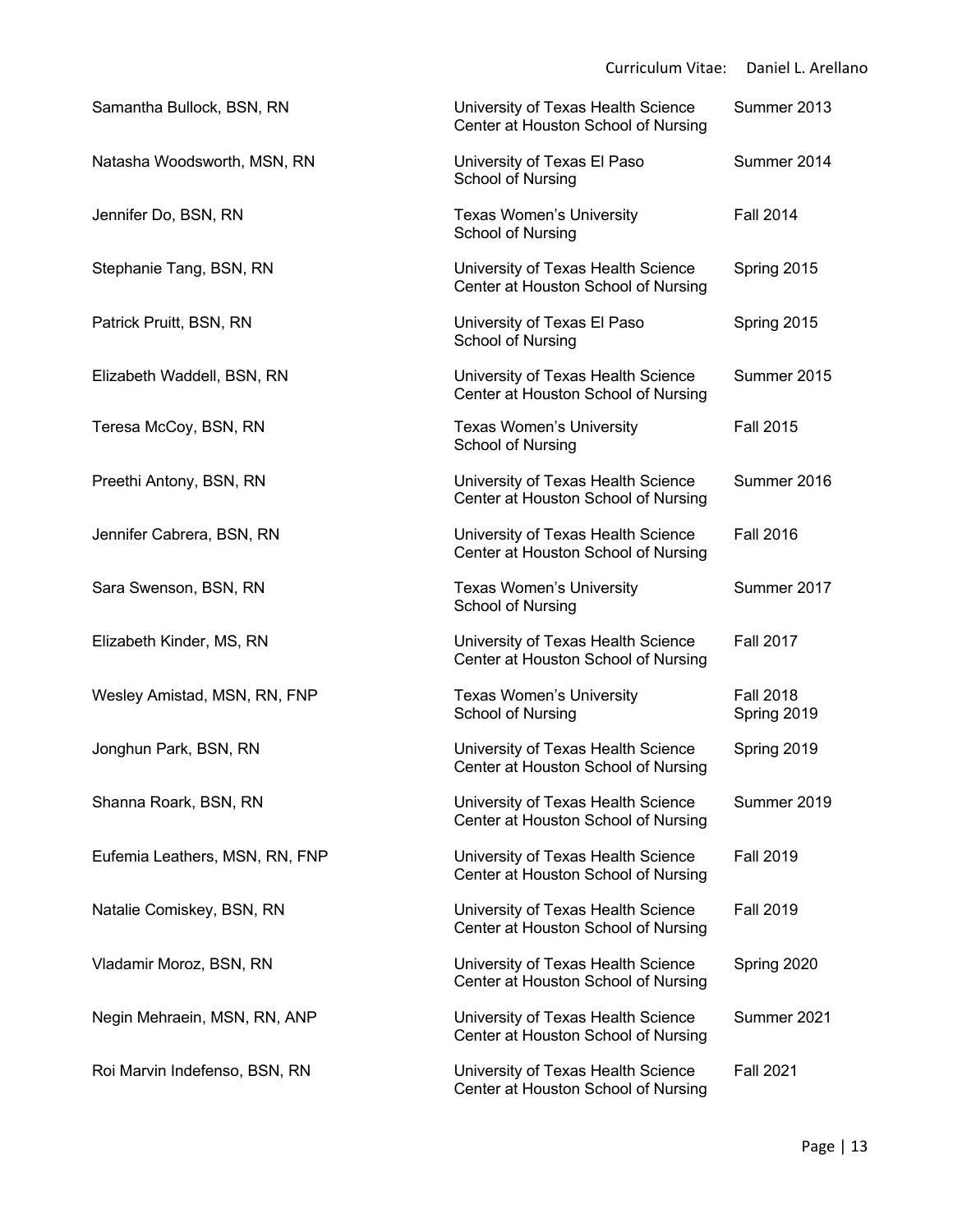| | | |
|---|---|---|
| Samantha Bullock, BSN, RN | University of Texas Health Science Center at Houston School of Nursing | Summer 2013 |
| Natasha Woodsworth, MSN, RN | University of Texas El Paso School of Nursing | Summer 2014 |
| Jennifer Do, BSN, RN | Texas Women's University School of Nursing | Fall 2014 |
| Stephanie Tang, BSN, RN | University of Texas Health Science Center at Houston School of Nursing | Spring 2015 |
| Patrick Pruitt, BSN, RN | University of Texas El Paso School of Nursing | Spring 2015 |
| Elizabeth Waddell, BSN, RN | University of Texas Health Science Center at Houston School of Nursing | Summer 2015 |
| Teresa McCoy, BSN, RN | Texas Women's University School of Nursing | Fall 2015 |
| Preethi Antony, BSN, RN | University of Texas Health Science Center at Houston School of Nursing | Summer 2016 |
| Jennifer Cabrera, BSN, RN | University of Texas Health Science Center at Houston School of Nursing | Fall 2016 |
| Sara Swenson, BSN, RN | Texas Women's University School of Nursing | Summer 2017 |
| Elizabeth Kinder, MS, RN | University of Texas Health Science Center at Houston School of Nursing | Fall 2017 |
| Wesley Amistad, MSN, RN, FNP | Texas Women's University School of Nursing | Fall 2018 Spring 2019 |
| Jonghun Park, BSN, RN | University of Texas Health Science Center at Houston School of Nursing | Spring 2019 |
| Shanna Roark, BSN, RN | University of Texas Health Science Center at Houston School of Nursing | Summer 2019 |
| Eufemia Leathers, MSN, RN, FNP | University of Texas Health Science Center at Houston School of Nursing | Fall 2019 |
| Natalie Comiskey, BSN, RN | University of Texas Health Science Center at Houston School of Nursing | Fall 2019 |
| Vladamir Moroz, BSN, RN | University of Texas Health Science Center at Houston School of Nursing | Spring 2020 |
| Negin Mehraein, MSN, RN, ANP | University of Texas Health Science Center at Houston School of Nursing | Summer 2021 |
| Roi Marvin Indefenso, BSN, RN | University of Texas Health Science Center at Houston School of Nursing | Fall 2021 |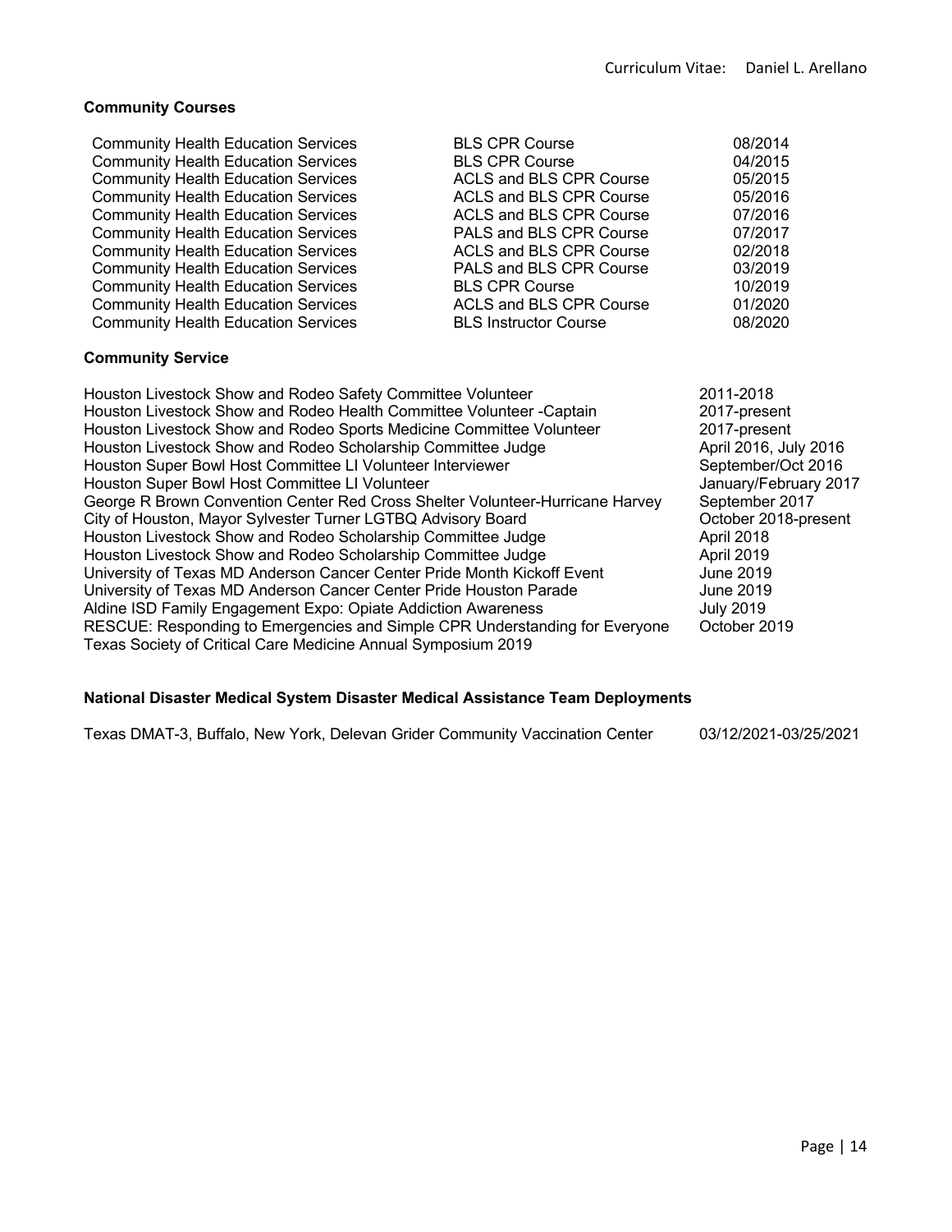**Community Courses**

| | | |
|---|---|---|
| Community Health Education Services | BLS CPR Course | 08/2014 |
| Community Health Education Services | BLS CPR Course | 04/2015 |
| Community Health Education Services | ACLS and BLS CPR Course | 05/2015 |
| Community Health Education Services | ACLS and BLS CPR Course | 05/2016 |
| Community Health Education Services | ACLS and BLS CPR Course | 07/2016 |
| Community Health Education Services | PALS and BLS CPR Course | 07/2017 |
| Community Health Education Services | ACLS and BLS CPR Course | 02/2018 |
| Community Health Education Services | PALS and BLS CPR Course | 03/2019 |
| Community Health Education Services | BLS CPR Course | 10/2019 |
| Community Health Education Services | ACLS and BLS CPR Course | 01/2020 |
| Community Health Education Services | BLS Instructor Course | 08/2020 |

**Community Service**

| | |
|---|---|
| Houston Livestock Show and Rodeo Safety Committee Volunteer | 2011-2018 |
| Houston Livestock Show and Rodeo Health Committee Volunteer -Captain | 2017-present |
| Houston Livestock Show and Rodeo Sports Medicine Committee Volunteer | 2017-present |
| Houston Livestock Show and Rodeo Scholarship Committee Judge | April 2016, July 2016 |
| Houston Super Bowl Host Committee LI Volunteer Interviewer | September/Oct 2016 |
| Houston Super Bowl Host Committee LI Volunteer | January/February 2017 |
| George R Brown Convention Center Red Cross Shelter Volunteer-Hurricane Harvey | September 2017 |
| City of Houston, Mayor Sylvester Turner LGTBQ Advisory Board | October 2018-present |
| Houston Livestock Show and Rodeo Scholarship Committee Judge | April 2018 |
| Houston Livestock Show and Rodeo Scholarship Committee Judge | April 2019 |
| University of Texas MD Anderson Cancer Center Pride Month Kickoff Event | June 2019 |
| University of Texas MD Anderson Cancer Center Pride Houston Parade | June 2019 |
| Aldine ISD Family Engagement Expo: Opiate Addiction Awareness | July 2019 |
| RESCUE: Responding to Emergencies and Simple CPR Understanding for Everyone Texas Society of Critical Care Medicine Annual Symposium 2019 | October 2019 |

**National Disaster Medical System Disaster Medical Assistance Team Deployments**

| | |
|---|---|
| Texas DMAT-3, Buffalo, New York, Delevan Grider Community Vaccination Center | 03/12/2021-03/25/2021 |